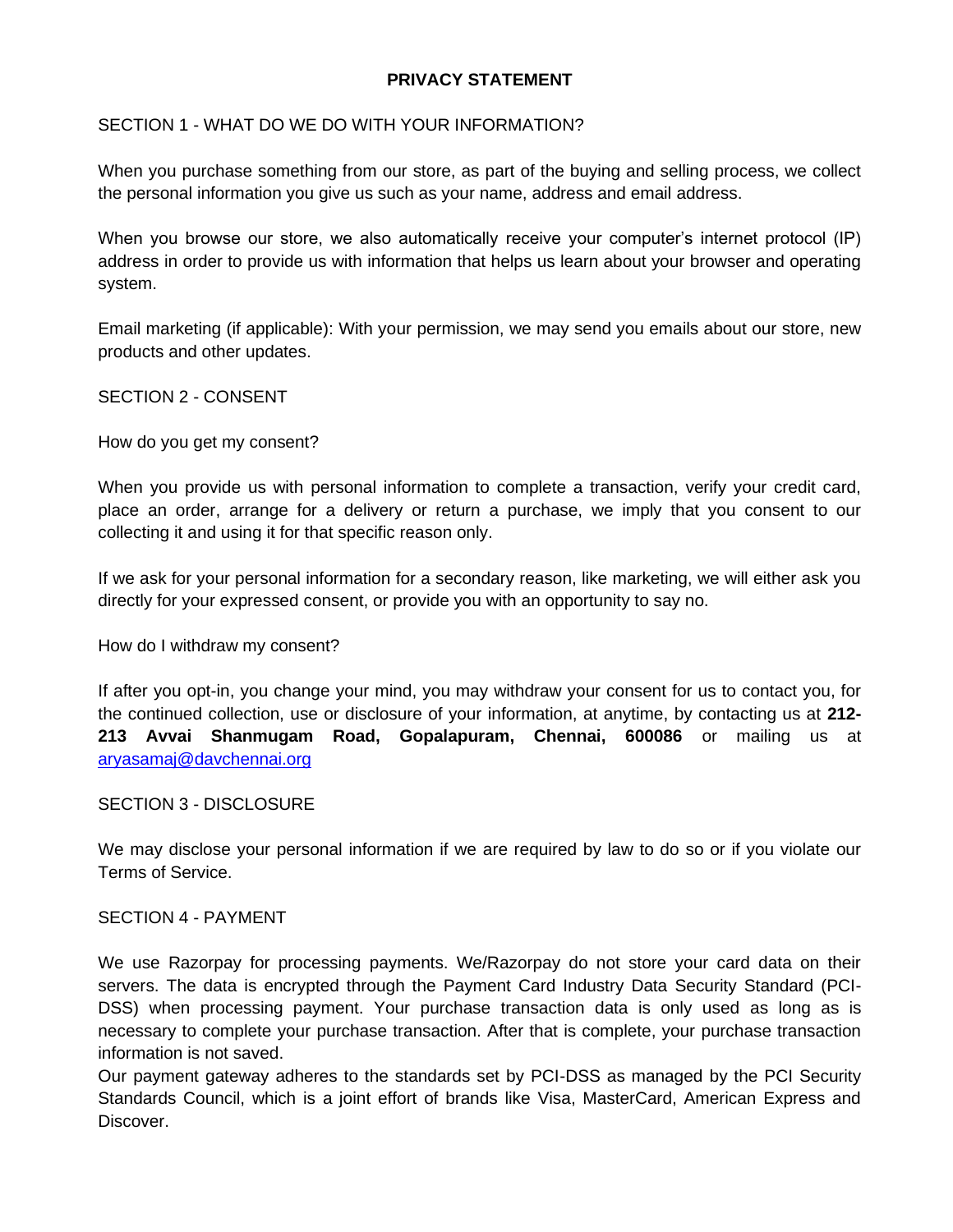# PRIVACY STATEMENT

## SECTION 1 - WHAT DO WE DO WITH YOUR INFORMATION?

When you purchase something from our store, as part of the buying and selling process, we collect the personal information you give us such as your name, address and email address.

When you browse our store, we also automatically receive your computer's internet protocol (IP) address in order to provide us with information that helps us learn about your browser and operating system.

Email marketing (if applicable): With your permission, we may send you emails about our store, new products and other updates.

## SECTION 2 - CONSENT

How do you get my consent?

When you provide us with personal information to complete a transaction, verify your credit card, place an order, arrange for a delivery or return a purchase, we imply that you consent to our collecting it and using it for that specific reason only.

If we ask for your personal information for a secondary reason, like marketing, we will either ask you directly for your expressed consent, or provide you with an opportunity to say no.

How do I withdraw my consent?

If after you opt-in, you change your mind, you may withdraw your consent for us to contact you, for the continued collection, use or disclosure of your information, at anytime, by contacting us at **212-213 Avvai Shanmugam Road, Gopalapuram, Chennai, 600086** or mailing us at [aryasamaj@davchennai.org](mailto:aryasamaj@davchennai.org)

## SECTION 3 - DISCLOSURE

We may disclose your personal information if we are required by law to do so or if you violate our Terms of Service.

## SECTION 4 - PAYMENT

We use Razorpay for processing payments. We/Razorpay do not store your card data on their servers. The data is encrypted through the Payment Card Industry Data Security Standard (PCI-DSS) when processing payment. Your purchase transaction data is only used as long as is necessary to complete your purchase transaction. After that is complete, your purchase transaction information is not saved.
Our payment gateway adheres to the standards set by PCI-DSS as managed by the PCI Security Standards Council, which is a joint effort of brands like Visa, MasterCard, American Express and Discover.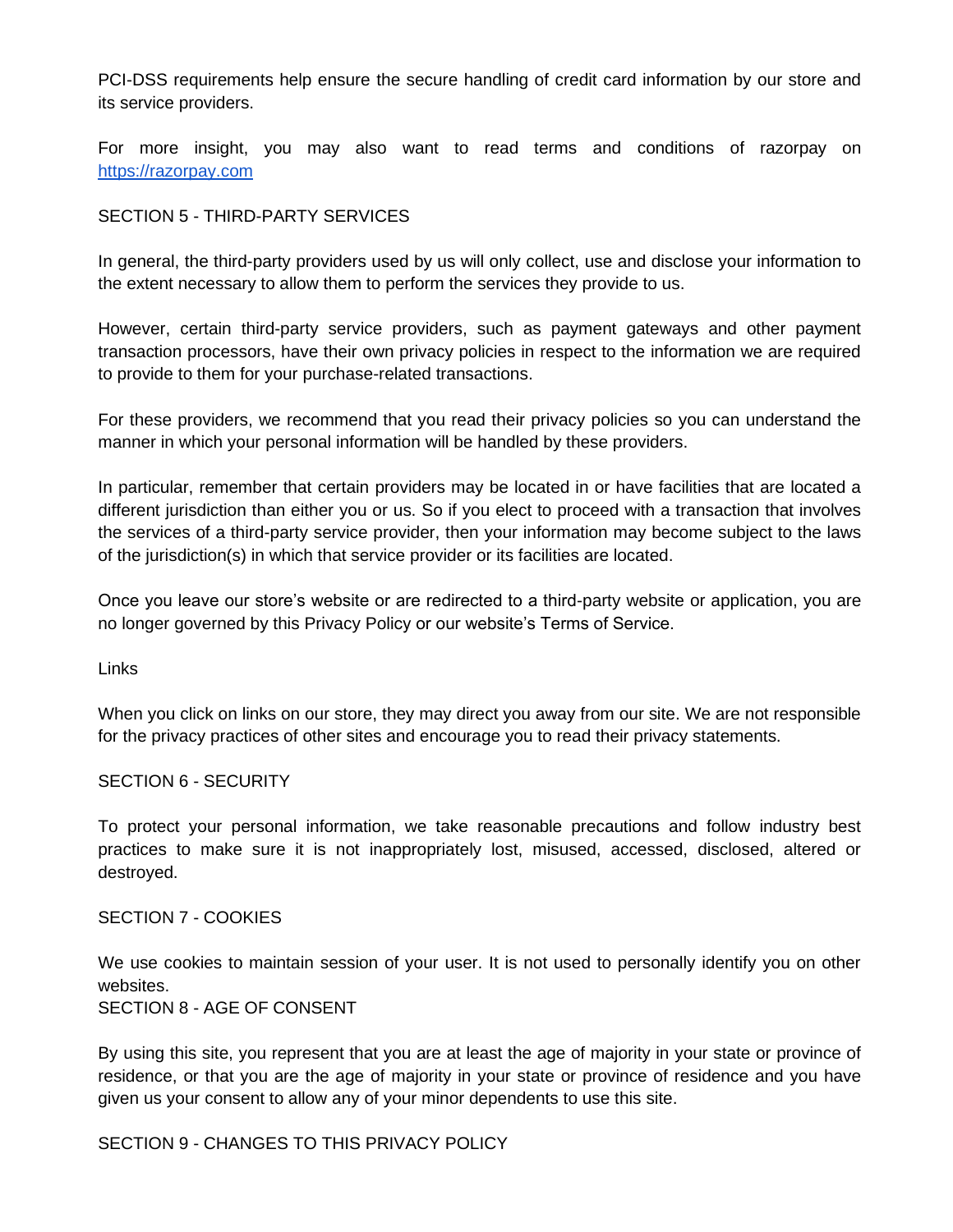PCI-DSS requirements help ensure the secure handling of credit card information by our store and its service providers.

For more insight, you may also want to read terms and conditions of razorpay on [https://razorpay.com](https://razorpay.com)

## SECTION 5 - THIRD-PARTY SERVICES

In general, the third-party providers used by us will only collect, use and disclose your information to the extent necessary to allow them to perform the services they provide to us.

However, certain third-party service providers, such as payment gateways and other payment transaction processors, have their own privacy policies in respect to the information we are required to provide to them for your purchase-related transactions.

For these providers, we recommend that you read their privacy policies so you can understand the manner in which your personal information will be handled by these providers.

In particular, remember that certain providers may be located in or have facilities that are located a different jurisdiction than either you or us. So if you elect to proceed with a transaction that involves the services of a third-party service provider, then your information may become subject to the laws of the jurisdiction(s) in which that service provider or its facilities are located.

Once you leave our store's website or are redirected to a third-party website or application, you are no longer governed by this Privacy Policy or our website's Terms of Service.

### Links

When you click on links on our store, they may direct you away from our site. We are not responsible for the privacy practices of other sites and encourage you to read their privacy statements.

## SECTION 6 - SECURITY

To protect your personal information, we take reasonable precautions and follow industry best practices to make sure it is not inappropriately lost, misused, accessed, disclosed, altered or destroyed.

## SECTION 7 - COOKIES

We use cookies to maintain session of your user. It is not used to personally identify you on other websites.

## SECTION 8 - AGE OF CONSENT

By using this site, you represent that you are at least the age of majority in your state or province of residence, or that you are the age of majority in your state or province of residence and you have given us your consent to allow any of your minor dependents to use this site.

## SECTION 9 - CHANGES TO THIS PRIVACY POLICY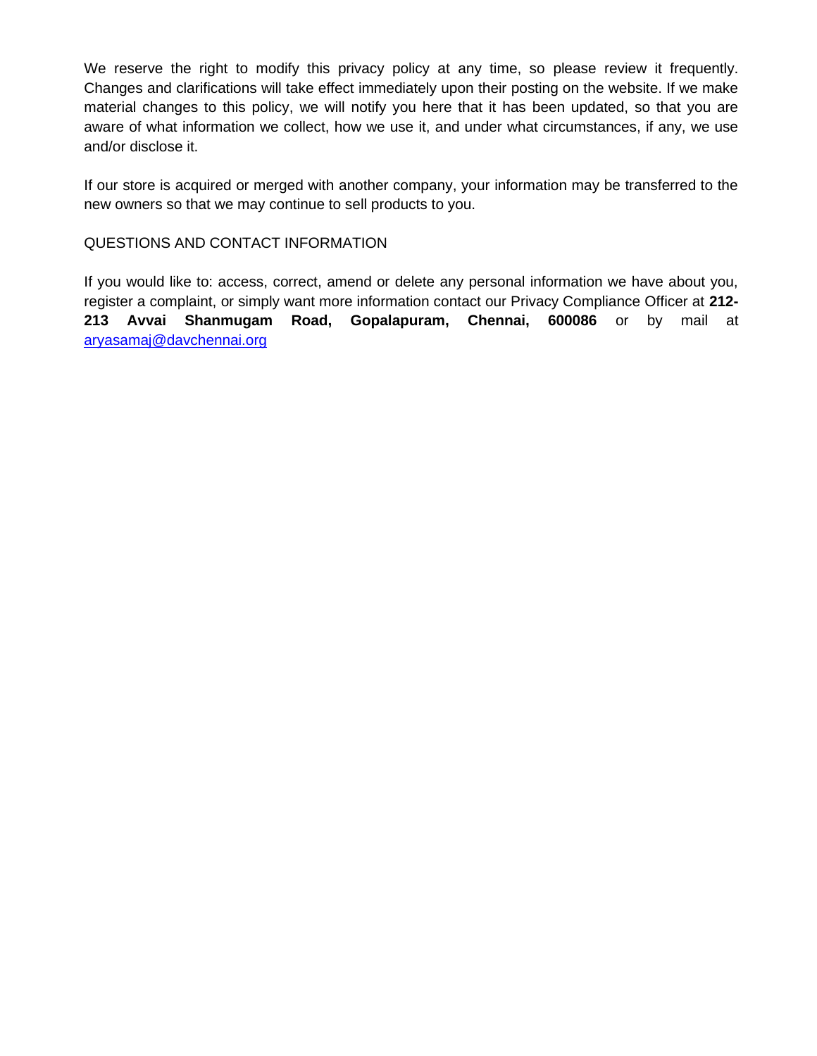We reserve the right to modify this privacy policy at any time, so please review it frequently. Changes and clarifications will take effect immediately upon their posting on the website. If we make material changes to this policy, we will notify you here that it has been updated, so that you are aware of what information we collect, how we use it, and under what circumstances, if any, we use and/or disclose it.

If our store is acquired or merged with another company, your information may be transferred to the new owners so that we may continue to sell products to you.

QUESTIONS AND CONTACT INFORMATION

If you would like to: access, correct, amend or delete any personal information we have about you, register a complaint, or simply want more information contact our Privacy Compliance Officer at **212-213 Avvai Shanmugam Road, Gopalapuram, Chennai, 600086** or by mail at aryasamaj@davchennai.org